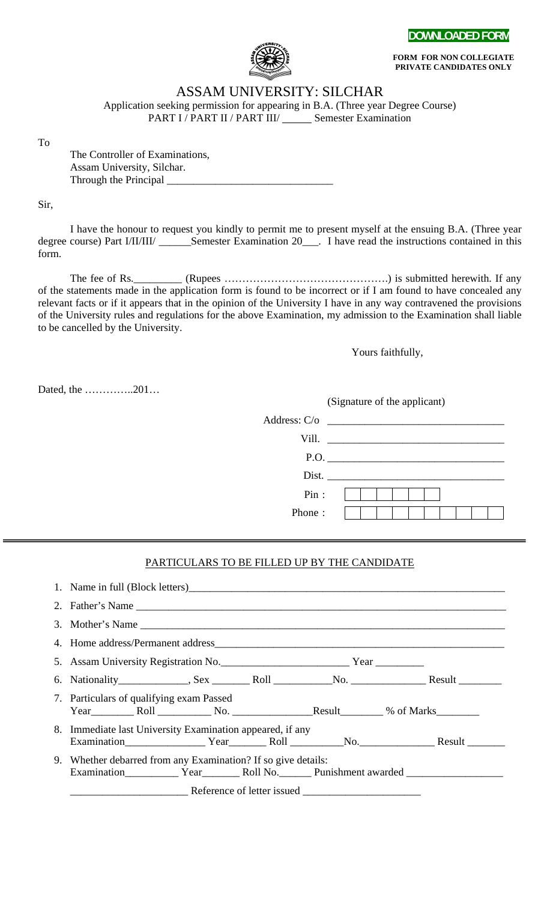DOWNLOADED FORM

**FORM FOR NON COLLEGIATE PRIVATE CANDIDATES ONLY**

# ASSAM UNIVERSITY: SILCHAR

Application seeking permission for appearing in B.A. (Three year Degree Course)
PART I / PART II / PART III/ _____ Semester Examination

To

The Controller of Examinations,
Assam University, Silchar.
Through the Principal ______________________________

Sir,

I have the honour to request you kindly to permit me to present myself at the ensuing B.A. (Three year degree course) Part I/II/III/ ______Semester Examination 20___. I have read the instructions contained in this form.

The fee of Rs._________ (Rupees ……………………………………….) is submitted herewith. If any of the statements made in the application form is found to be incorrect or if I am found to have concealed any relevant facts or if it appears that in the opinion of the University I have in any way contravened the provisions of the University rules and regulations for the above Examination, my admission to the Examination shall liable to be cancelled by the University.

Yours faithfully,

Dated, the …………..201…

(Signature of the applicant)

Address: C/o ________________________________

Vill. ________________________________

P.O. ________________________________

Dist. ________________________________

Pin : | | | | | | |

Phone : | | | | | | | | | | |

---

## PARTICULARS TO BE FILLED UP BY THE CANDIDATE

1. Name in full (Block letters)____________________________________________________________
2. Father's Name ______________________________________________________________________
3. Mother's Name ______________________________________________________________________
4. Home address/Permanent address______________________________________________________
5. Assam University Registration No.________________________ Year _________
6. Nationality_____________, Sex _______ Roll ___________No. ______________ Result ________
7. Particulars of qualifying exam Passed
   Year________ Roll __________ No. _______________Result________ % of Marks________
8. Immediate last University Examination appeared, if any
   Examination_______________ Year_______ Roll _________No.______________ Result _______
9. Whether debarred from any Examination? If so give details:
   Examination__________ Year_______ Roll No.______ Punishment awarded __________________
   
   ______________________ Reference of letter issued ______________________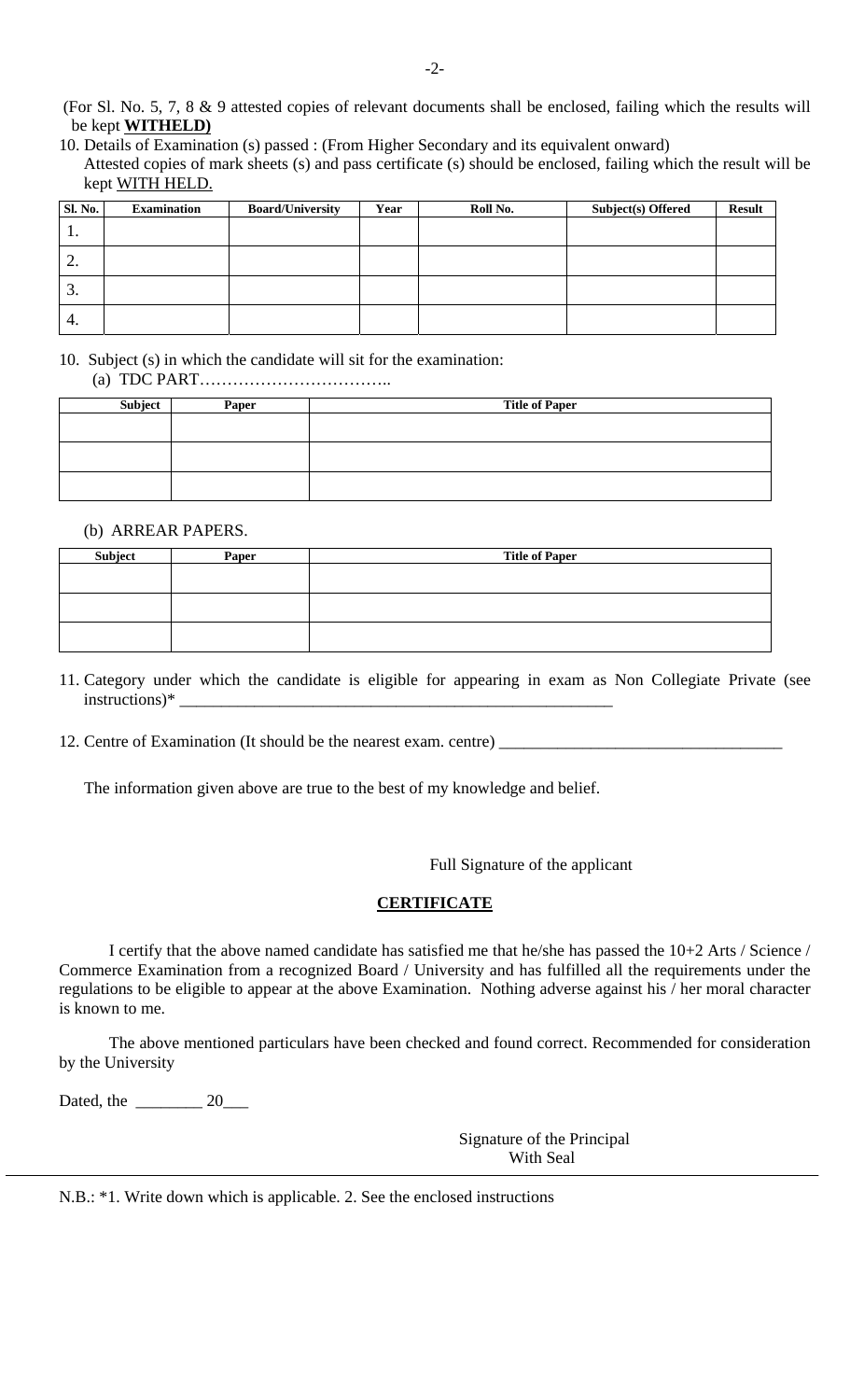(For Sl. No. 5, 7, 8 & 9 attested copies of relevant documents shall be enclosed, failing which the results will be kept **WITHELD)**

10. Details of Examination (s) passed : (From Higher Secondary and its equivalent onward)
    Attested copies of mark sheets (s) and pass certificate (s) should be enclosed, failing which the result will be kept WITH HELD.

| Sl. No. | Examination | Board/University | Year | Roll No. | Subject(s) Offered | Result |
|---|---|---|---|---|---|---|
| 1. | | | | | | |
| 2. | | | | | | |
| 3. | | | | | | |
| 4. | | | | | | |

10. Subject (s) in which the candidate will sit for the examination:
    (a) TDC PART……………………………..

| Subject | Paper | Title of Paper |
|---|---|---|
| | | |
| | | |
| | | |

(b) ARREAR PAPERS.

| Subject | Paper | Title of Paper |
|---|---|---|
| | | |
| | | |
| | | |

11. Category under which the candidate is eligible for appearing in exam as Non Collegiate Private (see instructions)* ________________________________________________________

12. Centre of Examination (It should be the nearest exam. centre) __________________________________

The information given above are true to the best of my knowledge and belief.

Full Signature of the applicant

**CERTIFICATE**

I certify that the above named candidate has satisfied me that he/she has passed the 10+2 Arts / Science / Commerce Examination from a recognized Board / University and has fulfilled all the requirements under the regulations to be eligible to appear at the above Examination. Nothing adverse against his / her moral character is known to me.

The above mentioned particulars have been checked and found correct. Recommended for consideration by the University

Dated, the ________ 20___

Signature of the Principal
With Seal

N.B.: *1. Write down which is applicable. 2. See the enclosed instructions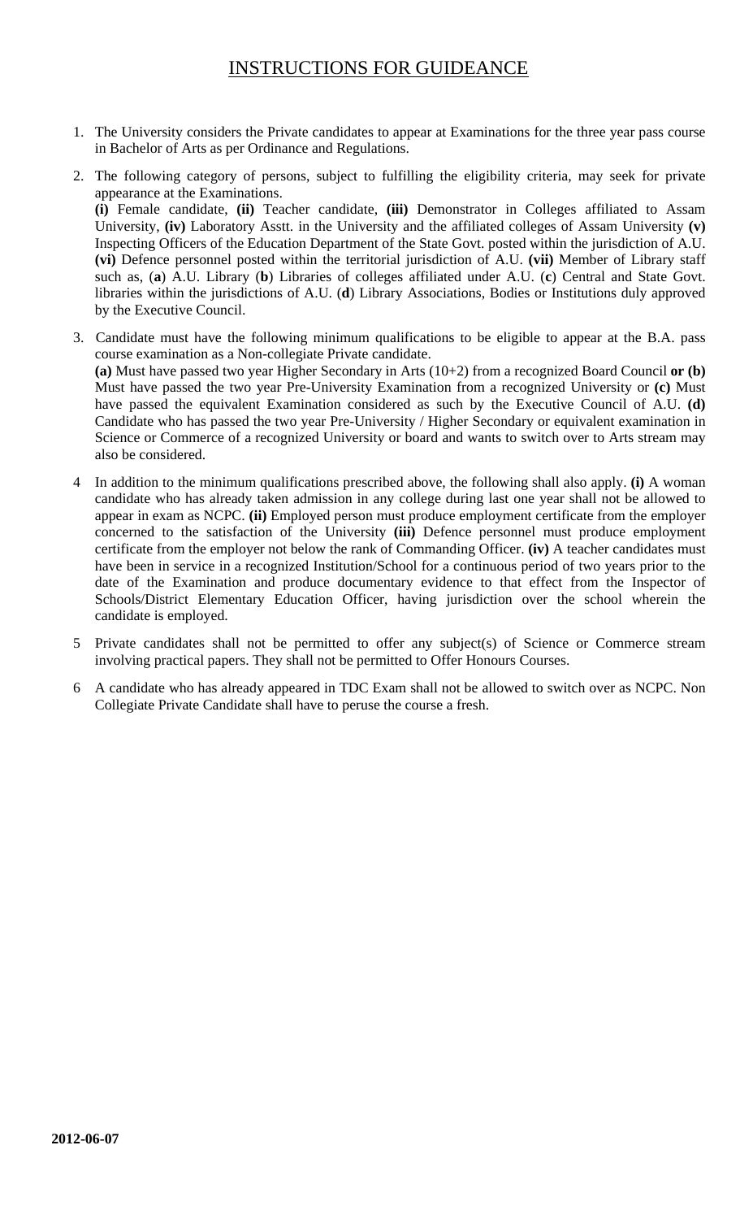# INSTRUCTIONS FOR GUIDEANCE

1. The University considers the Private candidates to appear at Examinations for the three year pass course in Bachelor of Arts as per Ordinance and Regulations.

2. The following category of persons, subject to fulfilling the eligibility criteria, may seek for private appearance at the Examinations.
   **(i)** Female candidate, **(ii)** Teacher candidate, **(iii)** Demonstrator in Colleges affiliated to Assam University, **(iv)** Laboratory Asstt. in the University and the affiliated colleges of Assam University **(v)** Inspecting Officers of the Education Department of the State Govt. posted within the jurisdiction of A.U. **(vi)** Defence personnel posted within the territorial jurisdiction of A.U. **(vii)** Member of Library staff such as, (**a**) A.U. Library (**b**) Libraries of colleges affiliated under A.U. (**c**) Central and State Govt. libraries within the jurisdictions of A.U. (**d**) Library Associations, Bodies or Institutions duly approved by the Executive Council.

3. Candidate must have the following minimum qualifications to be eligible to appear at the B.A. pass course examination as a Non-collegiate Private candidate.
   **(a)** Must have passed two year Higher Secondary in Arts (10+2) from a recognized Board Council **or (b)** Must have passed the two year Pre-University Examination from a recognized University or **(c)** Must have passed the equivalent Examination considered as such by the Executive Council of A.U. **(d)** Candidate who has passed the two year Pre-University / Higher Secondary or equivalent examination in Science or Commerce of a recognized University or board and wants to switch over to Arts stream may also be considered.

4. In addition to the minimum qualifications prescribed above, the following shall also apply. **(i)** A woman candidate who has already taken admission in any college during last one year shall not be allowed to appear in exam as NCPC. **(ii)** Employed person must produce employment certificate from the employer concerned to the satisfaction of the University **(iii)** Defence personnel must produce employment certificate from the employer not below the rank of Commanding Officer. **(iv)** A teacher candidates must have been in service in a recognized Institution/School for a continuous period of two years prior to the date of the Examination and produce documentary evidence to that effect from the Inspector of Schools/District Elementary Education Officer, having jurisdiction over the school wherein the candidate is employed.

5. Private candidates shall not be permitted to offer any subject(s) of Science or Commerce stream involving practical papers. They shall not be permitted to Offer Honours Courses.

6. A candidate who has already appeared in TDC Exam shall not be allowed to switch over as NCPC. Non Collegiate Private Candidate shall have to peruse the course a fresh.

**2012-06-07**